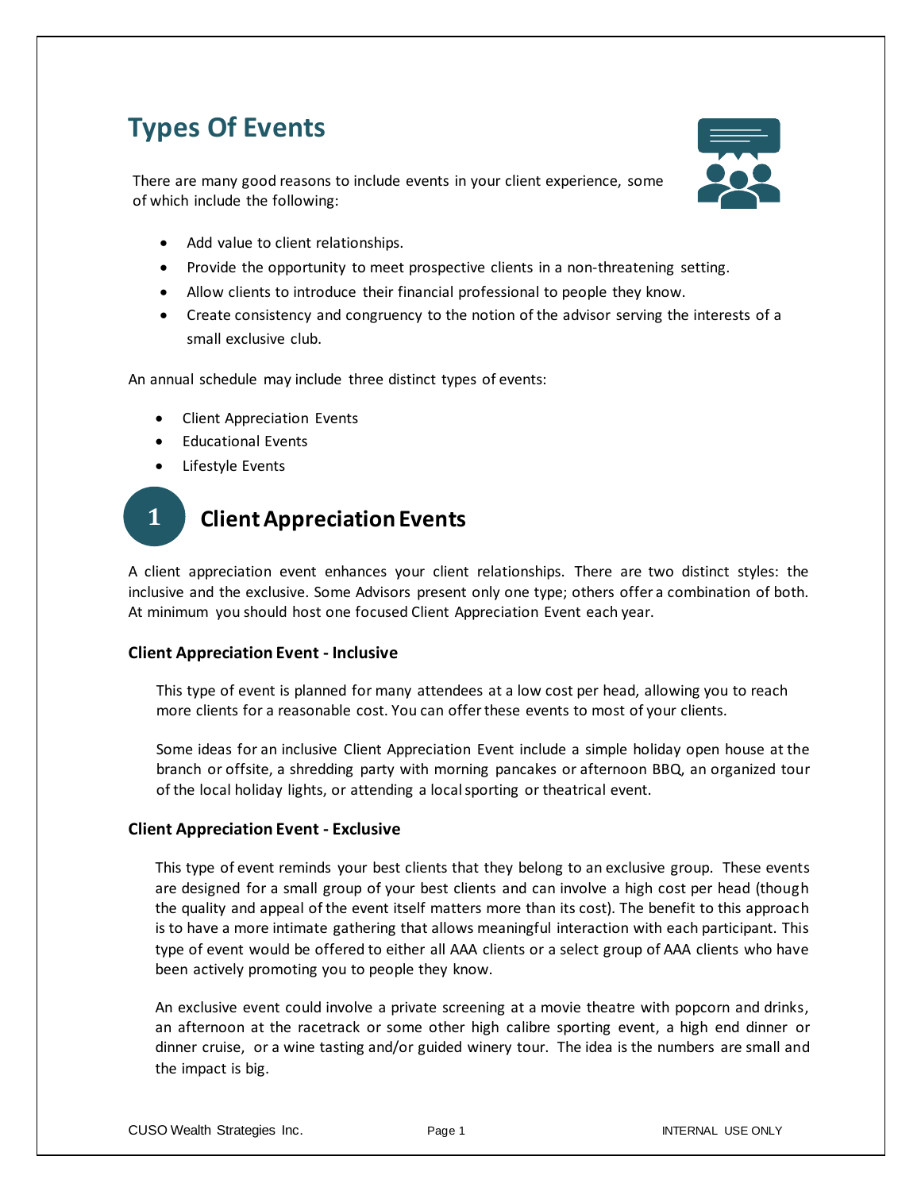# Types Of Events

There are many good reasons to include events in your client experience, some of which include the following:

- Add value to client relationships.
- Provide the opportunity to meet prospective clients in a non-threatening setting.
- Allow clients to introduce their financial professional to people they know.
- Create consistency and congruency to the notion of the advisor serving the interests of a small exclusive club.

An annual schedule may include three distinct types of events:

- Client Appreciation Events
- Educational Events
- Lifestyle Events

## 1 Client Appreciation Events

A client appreciation event enhances your client relationships. There are two distinct styles: the inclusive and the exclusive. Some Advisors present only one type; others offer a combination of both. At minimum you should host one focused Client Appreciation Event each year.

### Client Appreciation Event - Inclusive

This type of event is planned for many attendees at a low cost per head, allowing you to reach more clients for a reasonable cost. You can offer these events to most of your clients.

Some ideas for an inclusive Client Appreciation Event include a simple holiday open house at the branch or offsite, a shredding party with morning pancakes or afternoon BBQ, an organized tour of the local holiday lights, or attending a local sporting or theatrical event.

### Client Appreciation Event - Exclusive

This type of event reminds your best clients that they belong to an exclusive group. These events are designed for a small group of your best clients and can involve a high cost per head (though the quality and appeal of the event itself matters more than its cost). The benefit to this approach is to have a more intimate gathering that allows meaningful interaction with each participant. This type of event would be offered to either all AAA clients or a select group of AAA clients who have been actively promoting you to people they know.

An exclusive event could involve a private screening at a movie theatre with popcorn and drinks, an afternoon at the racetrack or some other high calibre sporting event, a high end dinner or dinner cruise, or a wine tasting and/or guided winery tour. The idea is the numbers are small and the impact is big.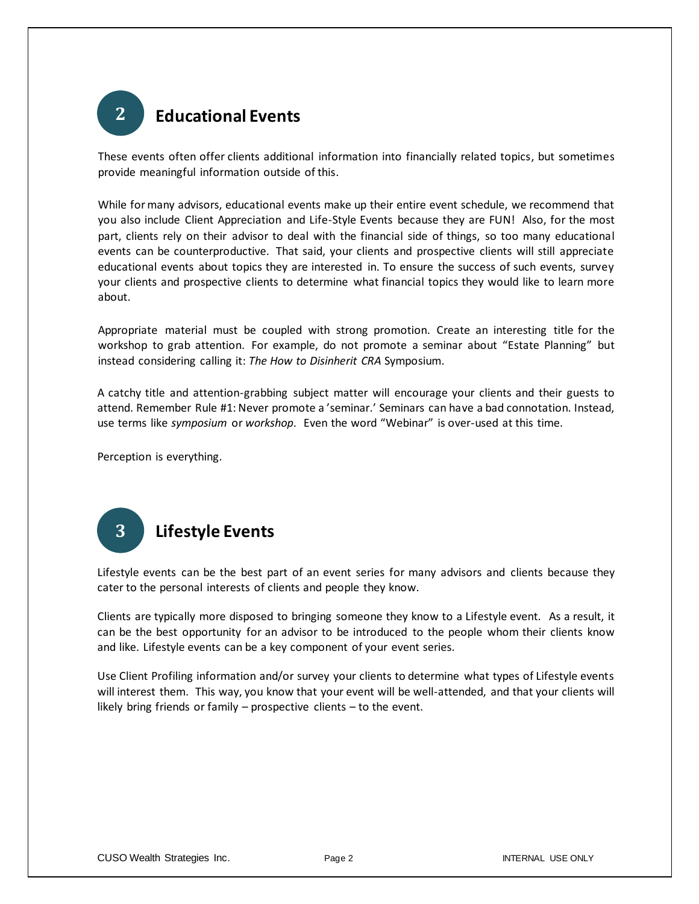## 2 Educational Events

These events often offer clients additional information into financially related topics, but sometimes provide meaningful information outside of this.

While for many advisors, educational events make up their entire event schedule, we recommend that you also include Client Appreciation and Life-Style Events because they are FUN! Also, for the most part, clients rely on their advisor to deal with the financial side of things, so too many educational events can be counterproductive. That said, your clients and prospective clients will still appreciate educational events about topics they are interested in. To ensure the success of such events, survey your clients and prospective clients to determine what financial topics they would like to learn more about.

Appropriate material must be coupled with strong promotion. Create an interesting title for the workshop to grab attention. For example, do not promote a seminar about "Estate Planning" but instead considering calling it: *The How to Disinherit CRA* Symposium.

A catchy title and attention-grabbing subject matter will encourage your clients and their guests to attend. Remember Rule #1: Never promote a 'seminar.' Seminars can have a bad connotation. Instead, use terms like *symposium* or *workshop*. Even the word "Webinar" is over-used at this time.

Perception is everything.

## 3 Lifestyle Events

Lifestyle events can be the best part of an event series for many advisors and clients because they cater to the personal interests of clients and people they know.

Clients are typically more disposed to bringing someone they know to a Lifestyle event. As a result, it can be the best opportunity for an advisor to be introduced to the people whom their clients know and like. Lifestyle events can be a key component of your event series.

Use Client Profiling information and/or survey your clients to determine what types of Lifestyle events will interest them. This way, you know that your event will be well-attended, and that your clients will likely bring friends or family – prospective clients – to the event.